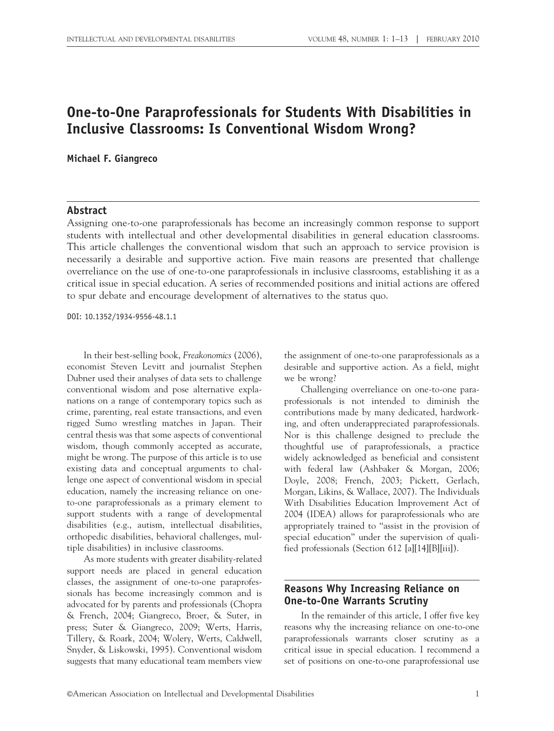# One-to-One Paraprofessionals for Students With Disabilities in Inclusive Classrooms: Is Conventional Wisdom Wrong?

**Michael F. Giangreco**

## Abstract

Assigning one-to-one paraprofessionals has become an increasingly common response to support students with intellectual and other developmental disabilities in general education classrooms. This article challenges the conventional wisdom that such an approach to service provision is necessarily a desirable and supportive action. Five main reasons are presented that challenge overreliance on the use of one-to-one paraprofessionals in inclusive classrooms, establishing it as a critical issue in special education. A series of recommended positions and initial actions are offered to spur debate and encourage development of alternatives to the status quo.

DOI: 10.1352/1934-9556-48.1.1

In their best-selling book, *Freakonomics* (2006), economist Steven Levitt and journalist Stephen Dubner used their analyses of data sets to challenge conventional wisdom and pose alternative explanations on a range of contemporary topics such as crime, parenting, real estate transactions, and even rigged Sumo wrestling matches in Japan. Their central thesis was that some aspects of conventional wisdom, though commonly accepted as accurate, might be wrong. The purpose of this article is to use existing data and conceptual arguments to challenge one aspect of conventional wisdom in special education, namely the increasing reliance on one-to-one paraprofessionals as a primary element to support students with a range of developmental disabilities (e.g., autism, intellectual disabilities, orthopedic disabilities, behavioral challenges, multiple disabilities) in inclusive classrooms.

As more students with greater disability-related support needs are placed in general education classes, the assignment of one-to-one paraprofessionals has become increasingly common and is advocated for by parents and professionals (Chopra & French, 2004; Giangreco, Broer, & Suter, in press; Suter & Giangreco, 2009; Werts, Harris, Tillery, & Roark, 2004; Wolery, Werts, Caldwell, Snyder, & Liskowski, 1995). Conventional wisdom suggests that many educational team members view the assignment of one-to-one paraprofessionals as a desirable and supportive action. As a field, might we be wrong?

Challenging overreliance on one-to-one paraprofessionals is not intended to diminish the contributions made by many dedicated, hardworking, and often underappreciated paraprofessionals. Nor is this challenge designed to preclude the thoughtful use of paraprofessionals, a practice widely acknowledged as beneficial and consistent with federal law (Ashbaker & Morgan, 2006; Doyle, 2008; French, 2003; Pickett, Gerlach, Morgan, Likins, & Wallace, 2007). The Individuals With Disabilities Education Improvement Act of 2004 (IDEA) allows for paraprofessionals who are appropriately trained to "assist in the provision of special education" under the supervision of qualified professionals (Section 612 [a][14][B][iii]).

## Reasons Why Increasing Reliance on One-to-One Warrants Scrutiny

In the remainder of this article, I offer five key reasons why the increasing reliance on one-to-one paraprofessionals warrants closer scrutiny as a critical issue in special education. I recommend a set of positions on one-to-one paraprofessional use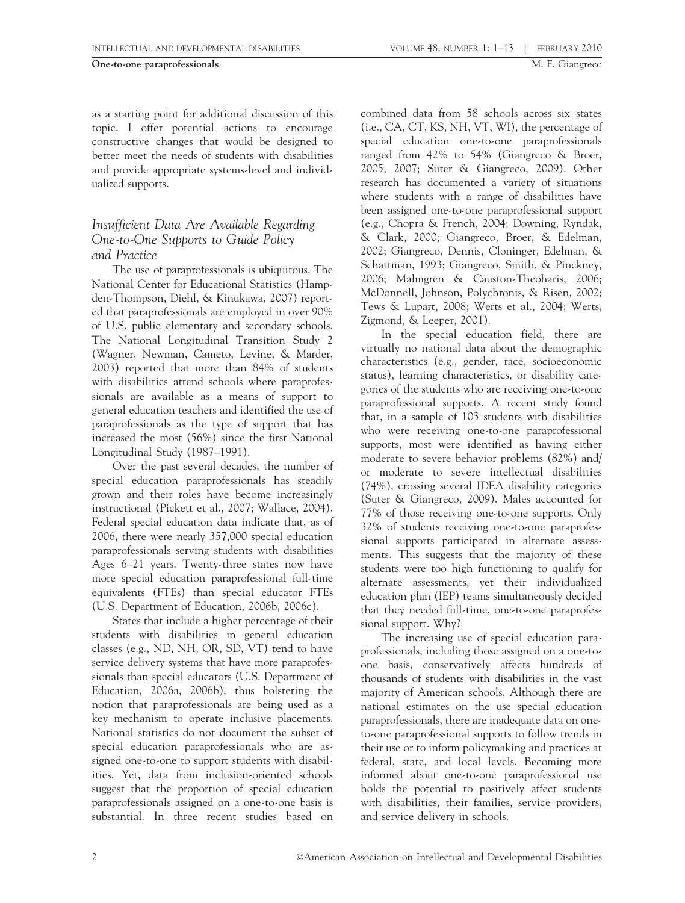as a starting point for additional discussion of this topic. I offer potential actions to encourage constructive changes that would be designed to better meet the needs of students with disabilities and provide appropriate systems-level and individualized supports.

### *Insufficient Data Are Available Regarding One-to-One Supports to Guide Policy and Practice*

The use of paraprofessionals is ubiquitous. The National Center for Educational Statistics (Hampden-Thompson, Diehl, & Kinukawa, 2007) reported that paraprofessionals are employed in over 90% of U.S. public elementary and secondary schools. The National Longitudinal Transition Study 2 (Wagner, Newman, Cameto, Levine, & Marder, 2003) reported that more than 84% of students with disabilities attend schools where paraprofessionals are available as a means of support to general education teachers and identified the use of paraprofessionals as the type of support that has increased the most (56%) since the first National Longitudinal Study (1987–1991).

Over the past several decades, the number of special education paraprofessionals has steadily grown and their roles have become increasingly instructional (Pickett et al., 2007; Wallace, 2004). Federal special education data indicate that, as of 2006, there were nearly 357,000 special education paraprofessionals serving students with disabilities Ages 6–21 years. Twenty-three states now have more special education paraprofessional full-time equivalents (FTEs) than special educator FTEs (U.S. Department of Education, 2006b, 2006c).

States that include a higher percentage of their students with disabilities in general education classes (e.g., ND, NH, OR, SD, VT) tend to have service delivery systems that have more paraprofessionals than special educators (U.S. Department of Education, 2006a, 2006b), thus bolstering the notion that paraprofessionals are being used as a key mechanism to operate inclusive placements. National statistics do not document the subset of special education paraprofessionals who are assigned one-to-one to support students with disabilities. Yet, data from inclusion-oriented schools suggest that the proportion of special education paraprofessionals assigned on a one-to-one basis is substantial. In three recent studies based on combined data from 58 schools across six states (i.e., CA, CT, KS, NH, VT, WI), the percentage of special education one-to-one paraprofessionals ranged from 42% to 54% (Giangreco & Broer, 2005, 2007; Suter & Giangreco, 2009). Other research has documented a variety of situations where students with a range of disabilities have been assigned one-to-one paraprofessional support (e.g., Chopra & French, 2004; Downing, Ryndak, & Clark, 2000; Giangreco, Broer, & Edelman, 2002; Giangreco, Dennis, Cloninger, Edelman, & Schattman, 1993; Giangreco, Smith, & Pinckney, 2006; Malmgren & Causton-Theoharis, 2006; McDonnell, Johnson, Polychronis, & Risen, 2002; Tews & Lupart, 2008; Werts et al., 2004; Werts, Zigmond, & Leeper, 2001).

In the special education field, there are virtually no national data about the demographic characteristics (e.g., gender, race, socioeconomic status), learning characteristics, or disability categories of the students who are receiving one-to-one paraprofessional supports. A recent study found that, in a sample of 103 students with disabilities who were receiving one-to-one paraprofessional supports, most were identified as having either moderate to severe behavior problems (82%) and/or moderate to severe intellectual disabilities (74%), crossing several IDEA disability categories (Suter & Giangreco, 2009). Males accounted for 77% of those receiving one-to-one supports. Only 32% of students receiving one-to-one paraprofessional supports participated in alternate assessments. This suggests that the majority of these students were too high functioning to qualify for alternate assessments, yet their individualized education plan (IEP) teams simultaneously decided that they needed full-time, one-to-one paraprofessional support. Why?

The increasing use of special education paraprofessionals, including those assigned on a one-to-one basis, conservatively affects hundreds of thousands of students with disabilities in the vast majority of American schools. Although there are national estimates on the use special education paraprofessionals, there are inadequate data on one-to-one paraprofessional supports to follow trends in their use or to inform policymaking and practices at federal, state, and local levels. Becoming more informed about one-to-one paraprofessional use holds the potential to positively affect students with disabilities, their families, service providers, and service delivery in schools.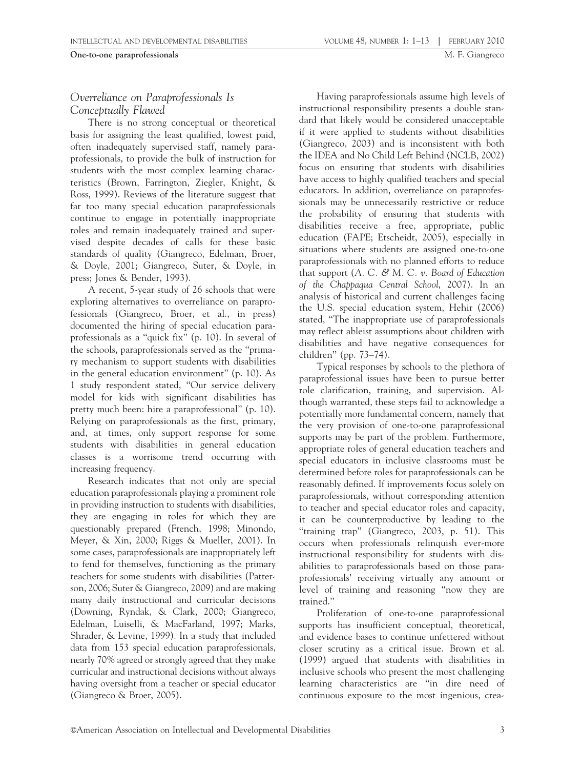## *Overreliance on Paraprofessionals Is Conceptually Flawed*

There is no strong conceptual or theoretical basis for assigning the least qualified, lowest paid, often inadequately supervised staff, namely paraprofessionals, to provide the bulk of instruction for students with the most complex learning characteristics (Brown, Farrington, Ziegler, Knight, & Ross, 1999). Reviews of the literature suggest that far too many special education paraprofessionals continue to engage in potentially inappropriate roles and remain inadequately trained and supervised despite decades of calls for these basic standards of quality (Giangreco, Edelman, Broer, & Doyle, 2001; Giangreco, Suter, & Doyle, in press; Jones & Bender, 1993).

A recent, 5-year study of 26 schools that were exploring alternatives to overreliance on paraprofessionals (Giangreco, Broer, et al., in press) documented the hiring of special education paraprofessionals as a "quick fix" (p. 10). In several of the schools, paraprofessionals served as the "primary mechanism to support students with disabilities in the general education environment" (p. 10). As 1 study respondent stated, "Our service delivery model for kids with significant disabilities has pretty much been: hire a paraprofessional" (p. 10). Relying on paraprofessionals as the first, primary, and, at times, only support response for some students with disabilities in general education classes is a worrisome trend occurring with increasing frequency.

Research indicates that not only are special education paraprofessionals playing a prominent role in providing instruction to students with disabilities, they are engaging in roles for which they are questionably prepared (French, 1998; Minondo, Meyer, & Xin, 2000; Riggs & Mueller, 2001). In some cases, paraprofessionals are inappropriately left to fend for themselves, functioning as the primary teachers for some students with disabilities (Patterson, 2006; Suter & Giangreco, 2009) and are making many daily instructional and curricular decisions (Downing, Ryndak, & Clark, 2000; Giangreco, Edelman, Luiselli, & MacFarland, 1997; Marks, Shrader, & Levine, 1999). In a study that included data from 153 special education paraprofessionals, nearly 70% agreed or strongly agreed that they make curricular and instructional decisions without always having oversight from a teacher or special educator (Giangreco & Broer, 2005).

Having paraprofessionals assume high levels of instructional responsibility presents a double standard that likely would be considered unacceptable if it were applied to students without disabilities (Giangreco, 2003) and is inconsistent with both the IDEA and No Child Left Behind (NCLB, 2002) focus on ensuring that students with disabilities have access to highly qualified teachers and special educators. In addition, overreliance on paraprofessionals may be unnecessarily restrictive or reduce the probability of ensuring that students with disabilities receive a free, appropriate, public education (FAPE; Etscheidt, 2005), especially in situations where students are assigned one-to-one paraprofessionals with no planned efforts to reduce that support (*A. C. & M. C. v. Board of Education of the Chappaqua Central School*, 2007). In an analysis of historical and current challenges facing the U.S. special education system, Hehir (2006) stated, "The inappropriate use of paraprofessionals may reflect ableist assumptions about children with disabilities and have negative consequences for children" (pp. 73–74).

Typical responses by schools to the plethora of paraprofessional issues have been to pursue better role clarification, training, and supervision. Although warranted, these steps fail to acknowledge a potentially more fundamental concern, namely that the very provision of one-to-one paraprofessional supports may be part of the problem. Furthermore, appropriate roles of general education teachers and special educators in inclusive classrooms must be determined before roles for paraprofessionals can be reasonably defined. If improvements focus solely on paraprofessionals, without corresponding attention to teacher and special educator roles and capacity, it can be counterproductive by leading to the "training trap" (Giangreco, 2003, p. 51). This occurs when professionals relinquish ever-more instructional responsibility for students with disabilities to paraprofessionals based on those paraprofessionals' receiving virtually any amount or level of training and reasoning "now they are trained."

Proliferation of one-to-one paraprofessional supports has insufficient conceptual, theoretical, and evidence bases to continue unfettered without closer scrutiny as a critical issue. Brown et al. (1999) argued that students with disabilities in inclusive schools who present the most challenging learning characteristics are "in dire need of continuous exposure to the most ingenious, crea-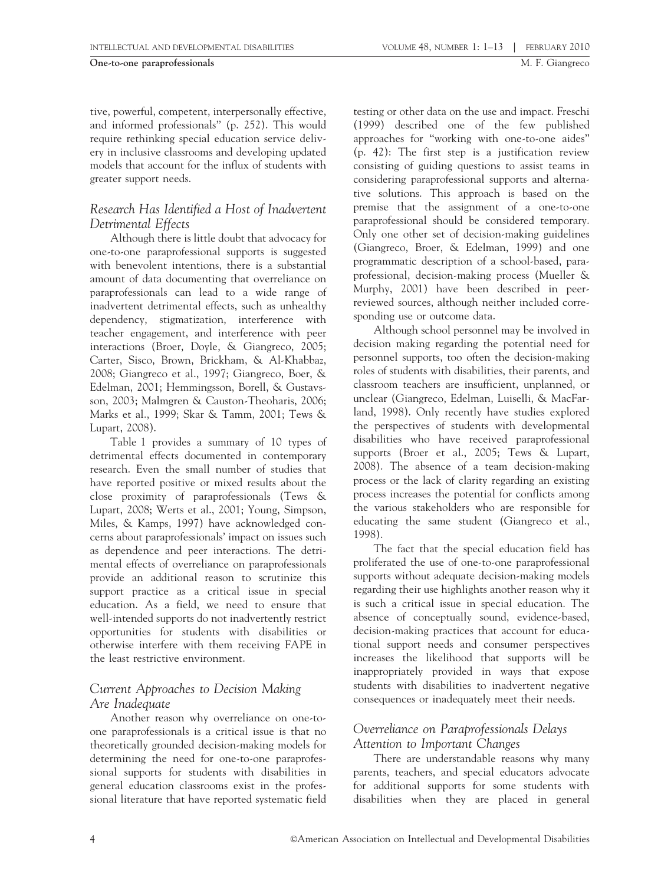tive, powerful, competent, interpersonally effective, and informed professionals" (p. 252). This would require rethinking special education service delivery in inclusive classrooms and developing updated models that account for the influx of students with greater support needs.

## *Research Has Identified a Host of Inadvertent Detrimental Effects*

Although there is little doubt that advocacy for one-to-one paraprofessional supports is suggested with benevolent intentions, there is a substantial amount of data documenting that overreliance on paraprofessionals can lead to a wide range of inadvertent detrimental effects, such as unhealthy dependency, stigmatization, interference with teacher engagement, and interference with peer interactions (Broer, Doyle, & Giangreco, 2005; Carter, Sisco, Brown, Brickham, & Al-Khabbaz, 2008; Giangreco et al., 1997; Giangreco, Boer, & Edelman, 2001; Hemmingsson, Borell, & Gustavsson, 2003; Malmgren & Causton-Theoharis, 2006; Marks et al., 1999; Skar & Tamm, 2001; Tews & Lupart, 2008).

Table 1 provides a summary of 10 types of detrimental effects documented in contemporary research. Even the small number of studies that have reported positive or mixed results about the close proximity of paraprofessionals (Tews & Lupart, 2008; Werts et al., 2001; Young, Simpson, Miles, & Kamps, 1997) have acknowledged concerns about paraprofessionals' impact on issues such as dependence and peer interactions. The detrimental effects of overreliance on paraprofessionals provide an additional reason to scrutinize this support practice as a critical issue in special education. As a field, we need to ensure that well-intended supports do not inadvertently restrict opportunities for students with disabilities or otherwise interfere with them receiving FAPE in the least restrictive environment.

## *Current Approaches to Decision Making Are Inadequate*

Another reason why overreliance on one-to-one paraprofessionals is a critical issue is that no theoretically grounded decision-making models for determining the need for one-to-one paraprofessional supports for students with disabilities in general education classrooms exist in the professional literature that have reported systematic field testing or other data on the use and impact. Freschi (1999) described one of the few published approaches for "working with one-to-one aides" (p. 42): The first step is a justification review consisting of guiding questions to assist teams in considering paraprofessional supports and alternative solutions. This approach is based on the premise that the assignment of a one-to-one paraprofessional should be considered temporary. Only one other set of decision-making guidelines (Giangreco, Broer, & Edelman, 1999) and one programmatic description of a school-based, paraprofessional, decision-making process (Mueller & Murphy, 2001) have been described in peer-reviewed sources, although neither included corresponding use or outcome data.

Although school personnel may be involved in decision making regarding the potential need for personnel supports, too often the decision-making roles of students with disabilities, their parents, and classroom teachers are insufficient, unplanned, or unclear (Giangreco, Edelman, Luiselli, & MacFarland, 1998). Only recently have studies explored the perspectives of students with developmental disabilities who have received paraprofessional supports (Broer et al., 2005; Tews & Lupart, 2008). The absence of a team decision-making process or the lack of clarity regarding an existing process increases the potential for conflicts among the various stakeholders who are responsible for educating the same student (Giangreco et al., 1998).

The fact that the special education field has proliferated the use of one-to-one paraprofessional supports without adequate decision-making models regarding their use highlights another reason why it is such a critical issue in special education. The absence of conceptually sound, evidence-based, decision-making practices that account for educational support needs and consumer perspectives increases the likelihood that supports will be inappropriately provided in ways that expose students with disabilities to inadvertent negative consequences or inadequately meet their needs.

## *Overreliance on Paraprofessionals Delays Attention to Important Changes*

There are understandable reasons why many parents, teachers, and special educators advocate for additional supports for some students with disabilities when they are placed in general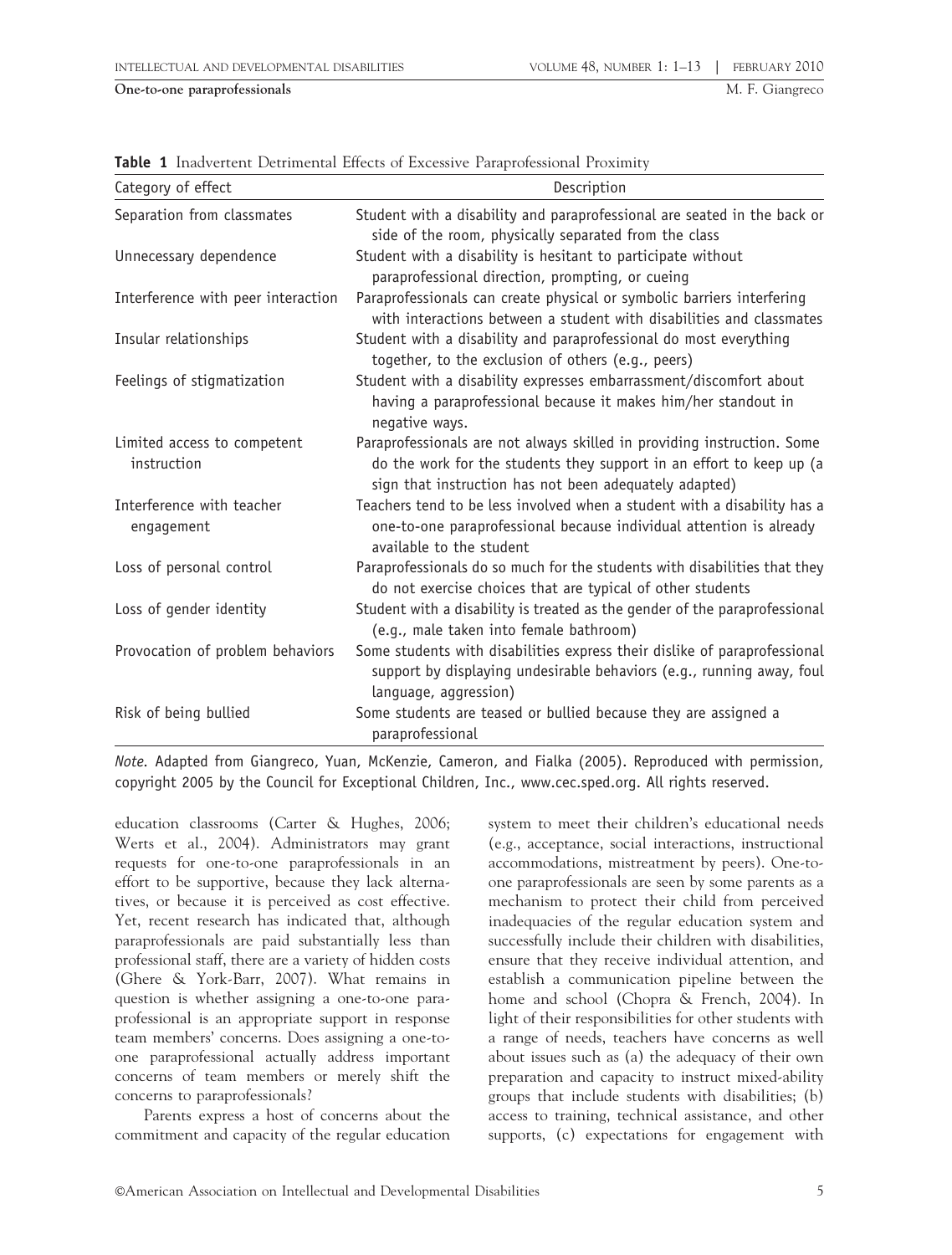**Table 1** Inadvertent Detrimental Effects of Excessive Paraprofessional Proximity

| Category of effect | Description |
|---|---|
| Separation from classmates | Student with a disability and paraprofessional are seated in the back or side of the room, physically separated from the class |
| Unnecessary dependence | Student with a disability is hesitant to participate without paraprofessional direction, prompting, or cueing |
| Interference with peer interaction | Paraprofessionals can create physical or symbolic barriers interfering with interactions between a student with disabilities and classmates |
| Insular relationships | Student with a disability and paraprofessional do most everything together, to the exclusion of others (e.g., peers) |
| Feelings of stigmatization | Student with a disability expresses embarrassment/discomfort about having a paraprofessional because it makes him/her standout in negative ways. |
| Limited access to competent instruction | Paraprofessionals are not always skilled in providing instruction. Some do the work for the students they support in an effort to keep up (a sign that instruction has not been adequately adapted) |
| Interference with teacher engagement | Teachers tend to be less involved when a student with a disability has a one-to-one paraprofessional because individual attention is already available to the student |
| Loss of personal control | Paraprofessionals do so much for the students with disabilities that they do not exercise choices that are typical of other students |
| Loss of gender identity | Student with a disability is treated as the gender of the paraprofessional (e.g., male taken into female bathroom) |
| Provocation of problem behaviors | Some students with disabilities express their dislike of paraprofessional support by displaying undesirable behaviors (e.g., running away, foul language, aggression) |
| Risk of being bullied | Some students are teased or bullied because they are assigned a paraprofessional |

*Note.* Adapted from Giangreco, Yuan, McKenzie, Cameron, and Fialka (2005). Reproduced with permission, copyright 2005 by the Council for Exceptional Children, Inc., www.cec.sped.org. All rights reserved.

education classrooms (Carter & Hughes, 2006; Werts et al., 2004). Administrators may grant requests for one-to-one paraprofessionals in an effort to be supportive, because they lack alternatives, or because it is perceived as cost effective. Yet, recent research has indicated that, although paraprofessionals are paid substantially less than professional staff, there are a variety of hidden costs (Ghere & York-Barr, 2007). What remains in question is whether assigning a one-to-one paraprofessional is an appropriate support in response team members' concerns. Does assigning a one-to-one paraprofessional actually address important concerns of team members or merely shift the concerns to paraprofessionals?

Parents express a host of concerns about the commitment and capacity of the regular education system to meet their children's educational needs (e.g., acceptance, social interactions, instructional accommodations, mistreatment by peers). One-to-one paraprofessionals are seen by some parents as a mechanism to protect their child from perceived inadequacies of the regular education system and successfully include their children with disabilities, ensure that they receive individual attention, and establish a communication pipeline between the home and school (Chopra & French, 2004). In light of their responsibilities for other students with a range of needs, teachers have concerns as well about issues such as (a) the adequacy of their own preparation and capacity to instruct mixed-ability groups that include students with disabilities; (b) access to training, technical assistance, and other supports, (c) expectations for engagement with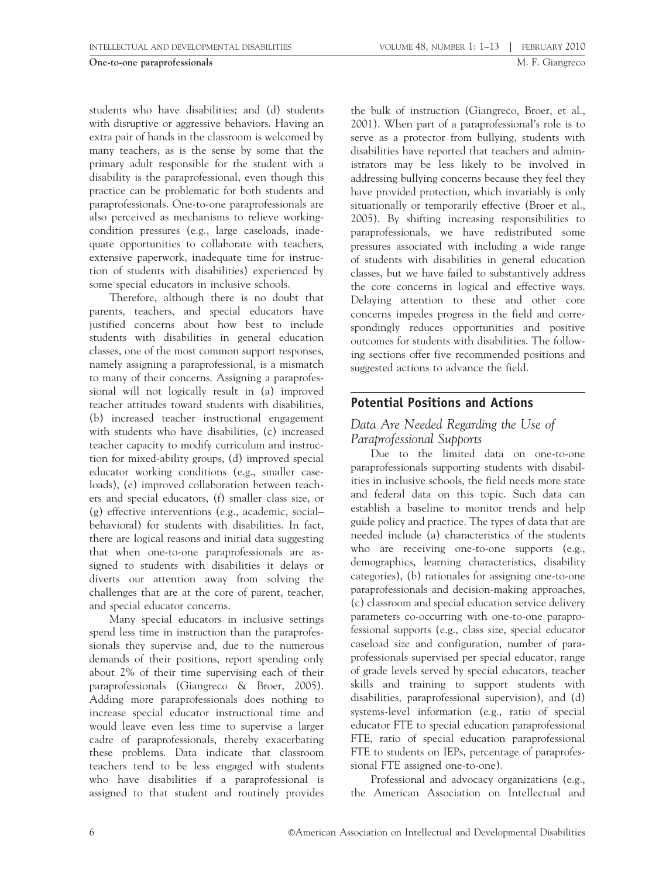students who have disabilities; and (d) students with disruptive or aggressive behaviors. Having an extra pair of hands in the classroom is welcomed by many teachers, as is the sense by some that the primary adult responsible for the student with a disability is the paraprofessional, even though this practice can be problematic for both students and paraprofessionals. One-to-one paraprofessionals are also perceived as mechanisms to relieve working-condition pressures (e.g., large caseloads, inadequate opportunities to collaborate with teachers, extensive paperwork, inadequate time for instruction of students with disabilities) experienced by some special educators in inclusive schools.

Therefore, although there is no doubt that parents, teachers, and special educators have justified concerns about how best to include students with disabilities in general education classes, one of the most common support responses, namely assigning a paraprofessional, is a mismatch to many of their concerns. Assigning a paraprofessional will not logically result in (a) improved teacher attitudes toward students with disabilities, (b) increased teacher instructional engagement with students who have disabilities, (c) increased teacher capacity to modify curriculum and instruction for mixed-ability groups, (d) improved special educator working conditions (e.g., smaller caseloads), (e) improved collaboration between teachers and special educators, (f) smaller class size, or (g) effective interventions (e.g., academic, social–behavioral) for students with disabilities. In fact, there are logical reasons and initial data suggesting that when one-to-one paraprofessionals are assigned to students with disabilities it delays or diverts our attention away from solving the challenges that are at the core of parent, teacher, and special educator concerns.

Many special educators in inclusive settings spend less time in instruction than the paraprofessionals they supervise and, due to the numerous demands of their positions, report spending only about 2% of their time supervising each of their paraprofessionals (Giangreco & Broer, 2005). Adding more paraprofessionals does nothing to increase special educator instructional time and would leave even less time to supervise a larger cadre of paraprofessionals, thereby exacerbating these problems. Data indicate that classroom teachers tend to be less engaged with students who have disabilities if a paraprofessional is assigned to that student and routinely provides the bulk of instruction (Giangreco, Broer, et al., 2001). When part of a paraprofessional's role is to serve as a protector from bullying, students with disabilities have reported that teachers and administrators may be less likely to be involved in addressing bullying concerns because they feel they have provided protection, which invariably is only situationally or temporarily effective (Broer et al., 2005). By shifting increasing responsibilities to paraprofessionals, we have redistributed some pressures associated with including a wide range of students with disabilities in general education classes, but we have failed to substantively address the core concerns in logical and effective ways. Delaying attention to these and other core concerns impedes progress in the field and correspondingly reduces opportunities and positive outcomes for students with disabilities. The following sections offer five recommended positions and suggested actions to advance the field.

## Potential Positions and Actions

### *Data Are Needed Regarding the Use of Paraprofessional Supports*

Due to the limited data on one-to-one paraprofessionals supporting students with disabilities in inclusive schools, the field needs more state and federal data on this topic. Such data can establish a baseline to monitor trends and help guide policy and practice. The types of data that are needed include (a) characteristics of the students who are receiving one-to-one supports (e.g., demographics, learning characteristics, disability categories), (b) rationales for assigning one-to-one paraprofessionals and decision-making approaches, (c) classroom and special education service delivery parameters co-occurring with one-to-one paraprofessional supports (e.g., class size, special educator caseload size and configuration, number of paraprofessionals supervised per special educator, range of grade levels served by special educators, teacher skills and training to support students with disabilities, paraprofessional supervision), and (d) systems-level information (e.g., ratio of special educator FTE to special education paraprofessional FTE, ratio of special education paraprofessional FTE to students on IEPs, percentage of paraprofessional FTE assigned one-to-one).

Professional and advocacy organizations (e.g., the American Association on Intellectual and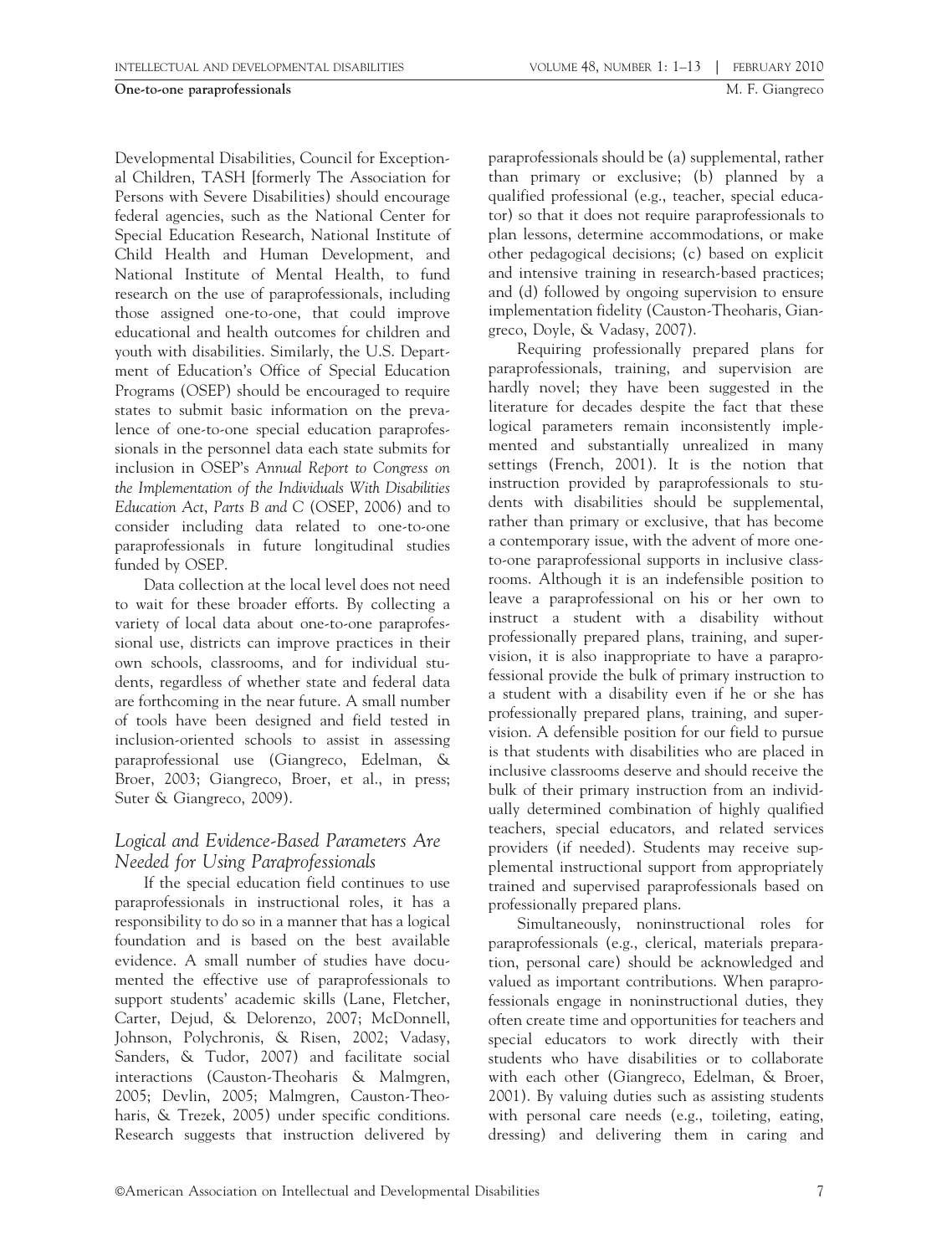Developmental Disabilities, Council for Exceptional Children, TASH [formerly The Association for Persons with Severe Disabilities) should encourage federal agencies, such as the National Center for Special Education Research, National Institute of Child Health and Human Development, and National Institute of Mental Health, to fund research on the use of paraprofessionals, including those assigned one-to-one, that could improve educational and health outcomes for children and youth with disabilities. Similarly, the U.S. Department of Education's Office of Special Education Programs (OSEP) should be encouraged to require states to submit basic information on the prevalence of one-to-one special education paraprofessionals in the personnel data each state submits for inclusion in OSEP's *Annual Report to Congress on the Implementation of the Individuals With Disabilities Education Act, Parts B and C* (OSEP, 2006) and to consider including data related to one-to-one paraprofessionals in future longitudinal studies funded by OSEP.

Data collection at the local level does not need to wait for these broader efforts. By collecting a variety of local data about one-to-one paraprofessional use, districts can improve practices in their own schools, classrooms, and for individual students, regardless of whether state and federal data are forthcoming in the near future. A small number of tools have been designed and field tested in inclusion-oriented schools to assist in assessing paraprofessional use (Giangreco, Edelman, & Broer, 2003; Giangreco, Broer, et al., in press; Suter & Giangreco, 2009).

### *Logical and Evidence-Based Parameters Are Needed for Using Paraprofessionals*

If the special education field continues to use paraprofessionals in instructional roles, it has a responsibility to do so in a manner that has a logical foundation and is based on the best available evidence. A small number of studies have documented the effective use of paraprofessionals to support students' academic skills (Lane, Fletcher, Carter, Dejud, & Delorenzo, 2007; McDonnell, Johnson, Polychronis, & Risen, 2002; Vadasy, Sanders, & Tudor, 2007) and facilitate social interactions (Causton-Theoharis & Malmgren, 2005; Devlin, 2005; Malmgren, Causton-Theoharis, & Trezek, 2005) under specific conditions. Research suggests that instruction delivered by paraprofessionals should be (a) supplemental, rather than primary or exclusive; (b) planned by a qualified professional (e.g., teacher, special educator) so that it does not require paraprofessionals to plan lessons, determine accommodations, or make other pedagogical decisions; (c) based on explicit and intensive training in research-based practices; and (d) followed by ongoing supervision to ensure implementation fidelity (Causton-Theoharis, Giangreco, Doyle, & Vadasy, 2007).

Requiring professionally prepared plans for paraprofessionals, training, and supervision are hardly novel; they have been suggested in the literature for decades despite the fact that these logical parameters remain inconsistently implemented and substantially unrealized in many settings (French, 2001). It is the notion that instruction provided by paraprofessionals to students with disabilities should be supplemental, rather than primary or exclusive, that has become a contemporary issue, with the advent of more one-to-one paraprofessional supports in inclusive classrooms. Although it is an indefensible position to leave a paraprofessional on his or her own to instruct a student with a disability without professionally prepared plans, training, and supervision, it is also inappropriate to have a paraprofessional provide the bulk of primary instruction to a student with a disability even if he or she has professionally prepared plans, training, and supervision. A defensible position for our field to pursue is that students with disabilities who are placed in inclusive classrooms deserve and should receive the bulk of their primary instruction from an individually determined combination of highly qualified teachers, special educators, and related services providers (if needed). Students may receive supplemental instructional support from appropriately trained and supervised paraprofessionals based on professionally prepared plans.

Simultaneously, noninstructional roles for paraprofessionals (e.g., clerical, materials preparation, personal care) should be acknowledged and valued as important contributions. When paraprofessionals engage in noninstructional duties, they often create time and opportunities for teachers and special educators to work directly with their students who have disabilities or to collaborate with each other (Giangreco, Edelman, & Broer, 2001). By valuing duties such as assisting students with personal care needs (e.g., toileting, eating, dressing) and delivering them in caring and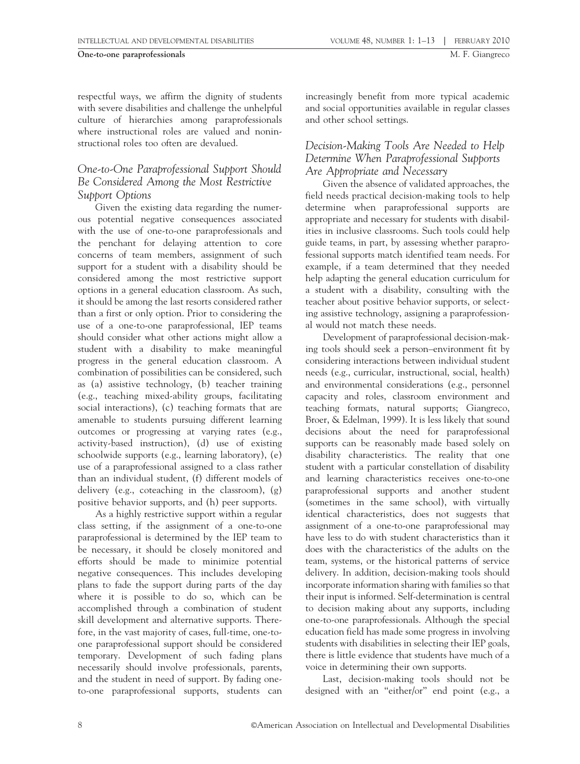respectful ways, we affirm the dignity of students with severe disabilities and challenge the unhelpful culture of hierarchies among paraprofessionals where instructional roles are valued and noninstructional roles too often are devalued.

### *One-to-One Paraprofessional Support Should Be Considered Among the Most Restrictive Support Options*

Given the existing data regarding the numerous potential negative consequences associated with the use of one-to-one paraprofessionals and the penchant for delaying attention to core concerns of team members, assignment of such support for a student with a disability should be considered among the most restrictive support options in a general education classroom. As such, it should be among the last resorts considered rather than a first or only option. Prior to considering the use of a one-to-one paraprofessional, IEP teams should consider what other actions might allow a student with a disability to make meaningful progress in the general education classroom. A combination of possibilities can be considered, such as (a) assistive technology, (b) teacher training (e.g., teaching mixed-ability groups, facilitating social interactions), (c) teaching formats that are amenable to students pursuing different learning outcomes or progressing at varying rates (e.g., activity-based instruction), (d) use of existing schoolwide supports (e.g., learning laboratory), (e) use of a paraprofessional assigned to a class rather than an individual student, (f) different models of delivery (e.g., coteaching in the classroom), (g) positive behavior supports, and (h) peer supports.

As a highly restrictive support within a regular class setting, if the assignment of a one-to-one paraprofessional is determined by the IEP team to be necessary, it should be closely monitored and efforts should be made to minimize potential negative consequences. This includes developing plans to fade the support during parts of the day where it is possible to do so, which can be accomplished through a combination of student skill development and alternative supports. Therefore, in the vast majority of cases, full-time, one-to-one paraprofessional support should be considered temporary. Development of such fading plans necessarily should involve professionals, parents, and the student in need of support. By fading one-to-one paraprofessional supports, students can increasingly benefit from more typical academic and social opportunities available in regular classes and other school settings.

### *Decision-Making Tools Are Needed to Help Determine When Paraprofessional Supports Are Appropriate and Necessary*

Given the absence of validated approaches, the field needs practical decision-making tools to help determine when paraprofessional supports are appropriate and necessary for students with disabilities in inclusive classrooms. Such tools could help guide teams, in part, by assessing whether paraprofessional supports match identified team needs. For example, if a team determined that they needed help adapting the general education curriculum for a student with a disability, consulting with the teacher about positive behavior supports, or selecting assistive technology, assigning a paraprofessional would not match these needs.

Development of paraprofessional decision-making tools should seek a person–environment fit by considering interactions between individual student needs (e.g., curricular, instructional, social, health) and environmental considerations (e.g., personnel capacity and roles, classroom environment and teaching formats, natural supports; Giangreco, Broer, & Edelman, 1999). It is less likely that sound decisions about the need for paraprofessional supports can be reasonably made based solely on disability characteristics. The reality that one student with a particular constellation of disability and learning characteristics receives one-to-one paraprofessional supports and another student (sometimes in the same school), with virtually identical characteristics, does not suggests that assignment of a one-to-one paraprofessional may have less to do with student characteristics than it does with the characteristics of the adults on the team, systems, or the historical patterns of service delivery. In addition, decision-making tools should incorporate information sharing with families so that their input is informed. Self-determination is central to decision making about any supports, including one-to-one paraprofessionals. Although the special education field has made some progress in involving students with disabilities in selecting their IEP goals, there is little evidence that students have much of a voice in determining their own supports.

Last, decision-making tools should not be designed with an "either/or" end point (e.g., a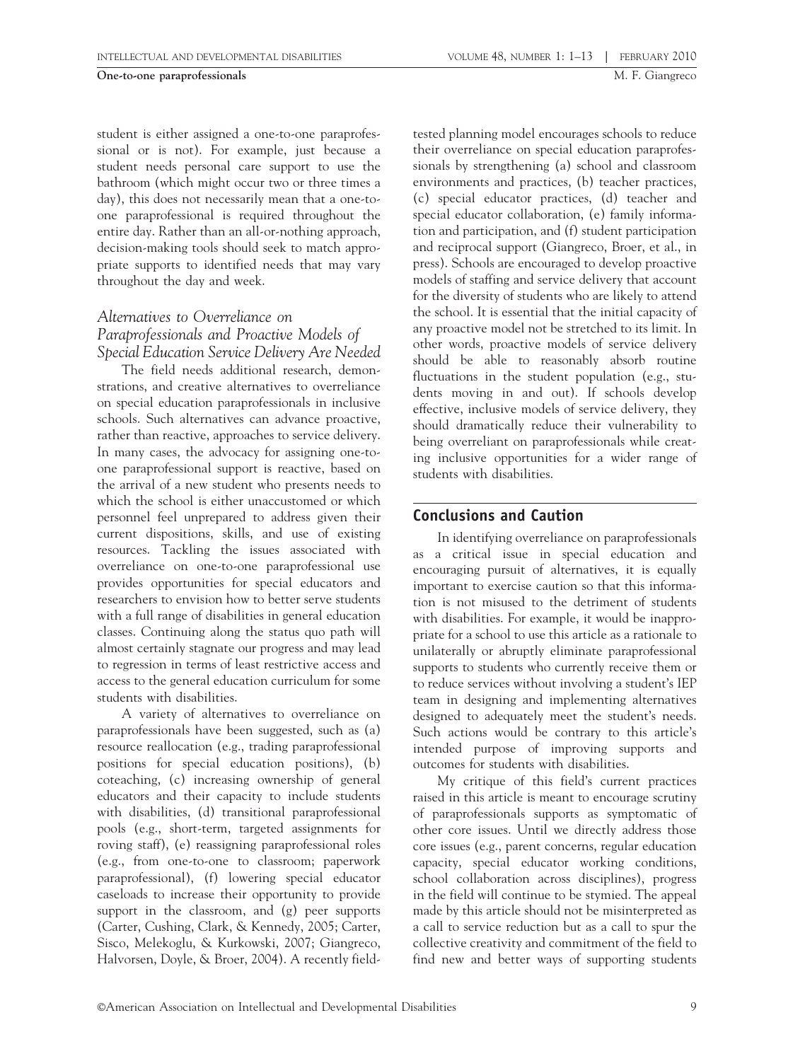student is either assigned a one-to-one paraprofessional or is not). For example, just because a student needs personal care support to use the bathroom (which might occur two or three times a day), this does not necessarily mean that a one-to-one paraprofessional is required throughout the entire day. Rather than an all-or-nothing approach, decision-making tools should seek to match appropriate supports to identified needs that may vary throughout the day and week.

### *Alternatives to Overreliance on Paraprofessionals and Proactive Models of Special Education Service Delivery Are Needed*

The field needs additional research, demonstrations, and creative alternatives to overreliance on special education paraprofessionals in inclusive schools. Such alternatives can advance proactive, rather than reactive, approaches to service delivery. In many cases, the advocacy for assigning one-to-one paraprofessional support is reactive, based on the arrival of a new student who presents needs to which the school is either unaccustomed or which personnel feel unprepared to address given their current dispositions, skills, and use of existing resources. Tackling the issues associated with overreliance on one-to-one paraprofessional use provides opportunities for special educators and researchers to envision how to better serve students with a full range of disabilities in general education classes. Continuing along the status quo path will almost certainly stagnate our progress and may lead to regression in terms of least restrictive access and access to the general education curriculum for some students with disabilities.

A variety of alternatives to overreliance on paraprofessionals have been suggested, such as (a) resource reallocation (e.g., trading paraprofessional positions for special education positions), (b) coteaching, (c) increasing ownership of general educators and their capacity to include students with disabilities, (d) transitional paraprofessional pools (e.g., short-term, targeted assignments for roving staff), (e) reassigning paraprofessional roles (e.g., from one-to-one to classroom; paperwork paraprofessional), (f) lowering special educator caseloads to increase their opportunity to provide support in the classroom, and (g) peer supports (Carter, Cushing, Clark, & Kennedy, 2005; Carter, Sisco, Melekoglu, & Kurkowski, 2007; Giangreco, Halvorsen, Doyle, & Broer, 2004). A recently field-tested planning model encourages schools to reduce their overreliance on special education paraprofessionals by strengthening (a) school and classroom environments and practices, (b) teacher practices, (c) special educator practices, (d) teacher and special educator collaboration, (e) family information and participation, and (f) student participation and reciprocal support (Giangreco, Broer, et al., in press). Schools are encouraged to develop proactive models of staffing and service delivery that account for the diversity of students who are likely to attend the school. It is essential that the initial capacity of any proactive model not be stretched to its limit. In other words, proactive models of service delivery should be able to reasonably absorb routine fluctuations in the student population (e.g., students moving in and out). If schools develop effective, inclusive models of service delivery, they should dramatically reduce their vulnerability to being overreliant on paraprofessionals while creating inclusive opportunities for a wider range of students with disabilities.

## Conclusions and Caution

In identifying overreliance on paraprofessionals as a critical issue in special education and encouraging pursuit of alternatives, it is equally important to exercise caution so that this information is not misused to the detriment of students with disabilities. For example, it would be inappropriate for a school to use this article as a rationale to unilaterally or abruptly eliminate paraprofessional supports to students who currently receive them or to reduce services without involving a student's IEP team in designing and implementing alternatives designed to adequately meet the student's needs. Such actions would be contrary to this article's intended purpose of improving supports and outcomes for students with disabilities.

My critique of this field's current practices raised in this article is meant to encourage scrutiny of paraprofessionals supports as symptomatic of other core issues. Until we directly address those core issues (e.g., parent concerns, regular education capacity, special educator working conditions, school collaboration across disciplines), progress in the field will continue to be stymied. The appeal made by this article should not be misinterpreted as a call to service reduction but as a call to spur the collective creativity and commitment of the field to find new and better ways of supporting students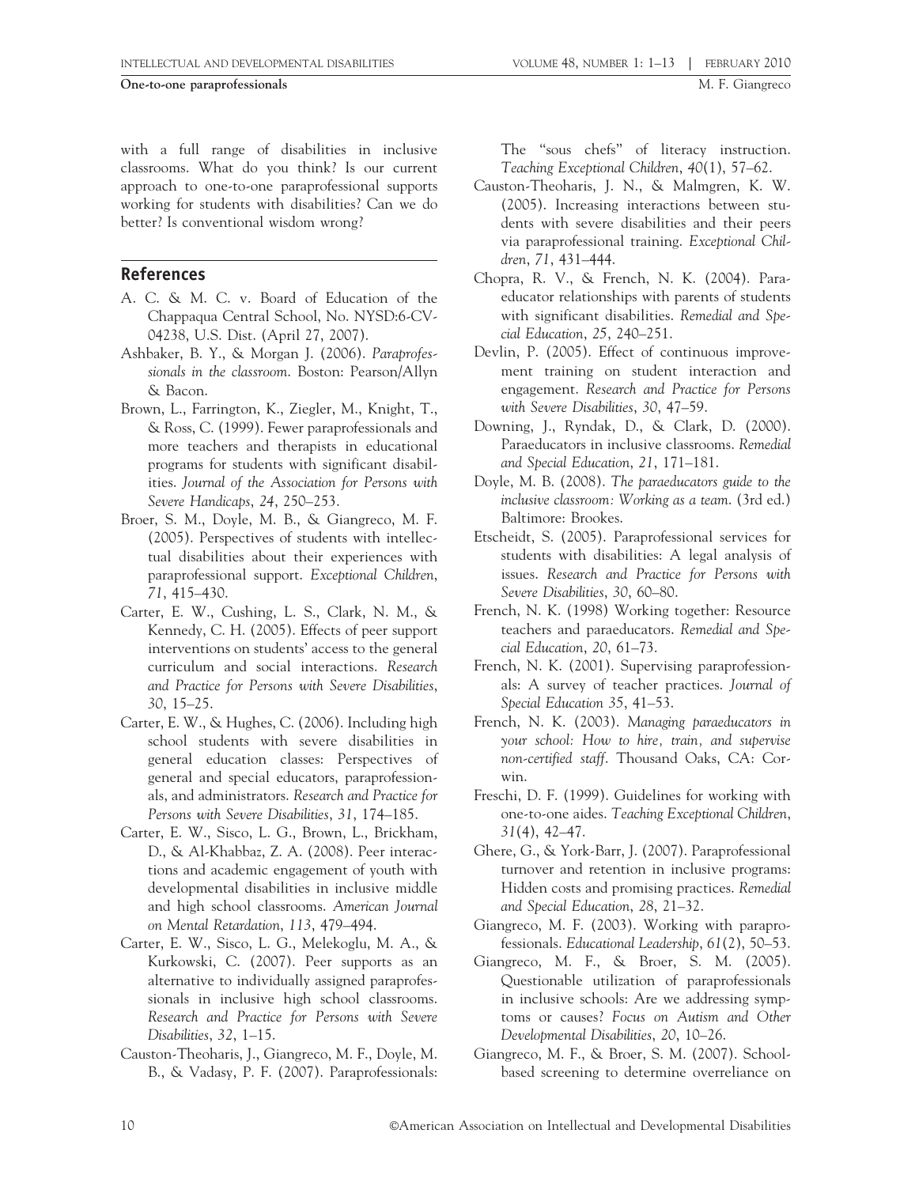with a full range of disabilities in inclusive classrooms. What do you think? Is our current approach to one-to-one paraprofessional supports working for students with disabilities? Can we do better? Is conventional wisdom wrong?

## References

A. C. & M. C. v. Board of Education of the Chappaqua Central School, No. NYSD:6-CV-04238, U.S. Dist. (April 27, 2007).

Ashbaker, B. Y., & Morgan J. (2006). *Paraprofessionals in the classroom*. Boston: Pearson/Allyn & Bacon.

Brown, L., Farrington, K., Ziegler, M., Knight, T., & Ross, C. (1999). Fewer paraprofessionals and more teachers and therapists in educational programs for students with significant disabilities. *Journal of the Association for Persons with Severe Handicaps*, *24*, 250–253.

Broer, S. M., Doyle, M. B., & Giangreco, M. F. (2005). Perspectives of students with intellectual disabilities about their experiences with paraprofessional support. *Exceptional Children*, *71*, 415–430.

Carter, E. W., Cushing, L. S., Clark, N. M., & Kennedy, C. H. (2005). Effects of peer support interventions on students' access to the general curriculum and social interactions. *Research and Practice for Persons with Severe Disabilities*, *30*, 15–25.

Carter, E. W., & Hughes, C. (2006). Including high school students with severe disabilities in general education classes: Perspectives of general and special educators, paraprofessionals, and administrators. *Research and Practice for Persons with Severe Disabilities*, *31*, 174–185.

Carter, E. W., Sisco, L. G., Brown, L., Brickham, D., & Al-Khabbaz, Z. A. (2008). Peer interactions and academic engagement of youth with developmental disabilities in inclusive middle and high school classrooms. *American Journal on Mental Retardation*, *113*, 479–494.

Carter, E. W., Sisco, L. G., Melekoglu, M. A., & Kurkowski, C. (2007). Peer supports as an alternative to individually assigned paraprofessionals in inclusive high school classrooms. *Research and Practice for Persons with Severe Disabilities*, *32*, 1–15.

Causton-Theoharis, J., Giangreco, M. F., Doyle, M. B., & Vadasy, P. F. (2007). Paraprofessionals: The "sous chefs" of literacy instruction. *Teaching Exceptional Children*, *40*(1), 57–62.

Causton-Theoharis, J. N., & Malmgren, K. W. (2005). Increasing interactions between students with severe disabilities and their peers via paraprofessional training. *Exceptional Children*, *71*, 431–444.

Chopra, R. V., & French, N. K. (2004). Paraeducator relationships with parents of students with significant disabilities. *Remedial and Special Education*, *25*, 240–251.

Devlin, P. (2005). Effect of continuous improvement training on student interaction and engagement. *Research and Practice for Persons with Severe Disabilities*, *30*, 47–59.

Downing, J., Ryndak, D., & Clark, D. (2000). Paraeducators in inclusive classrooms. *Remedial and Special Education*, *21*, 171–181.

Doyle, M. B. (2008). *The paraeducators guide to the inclusive classroom: Working as a team*. (3rd ed.) Baltimore: Brookes.

Etscheidt, S. (2005). Paraprofessional services for students with disabilities: A legal analysis of issues. *Research and Practice for Persons with Severe Disabilities*, *30*, 60–80.

French, N. K. (1998) Working together: Resource teachers and paraeducators. *Remedial and Special Education*, *20*, 61–73.

French, N. K. (2001). Supervising paraprofessionals: A survey of teacher practices. *Journal of Special Education 35*, 41–53.

French, N. K. (2003). *Managing paraeducators in your school: How to hire, train, and supervise non-certified staff*. Thousand Oaks, CA: Corwin.

Freschi, D. F. (1999). Guidelines for working with one-to-one aides. *Teaching Exceptional Children*, *31*(4), 42–47.

Ghere, G., & York-Barr, J. (2007). Paraprofessional turnover and retention in inclusive programs: Hidden costs and promising practices. *Remedial and Special Education*, *28*, 21–32.

Giangreco, M. F. (2003). Working with paraprofessionals. *Educational Leadership*, *61*(2), 50–53.

Giangreco, M. F., & Broer, S. M. (2005). Questionable utilization of paraprofessionals in inclusive schools: Are we addressing symptoms or causes? *Focus on Autism and Other Developmental Disabilities*, *20*, 10–26.

Giangreco, M. F., & Broer, S. M. (2007). School-based screening to determine overreliance on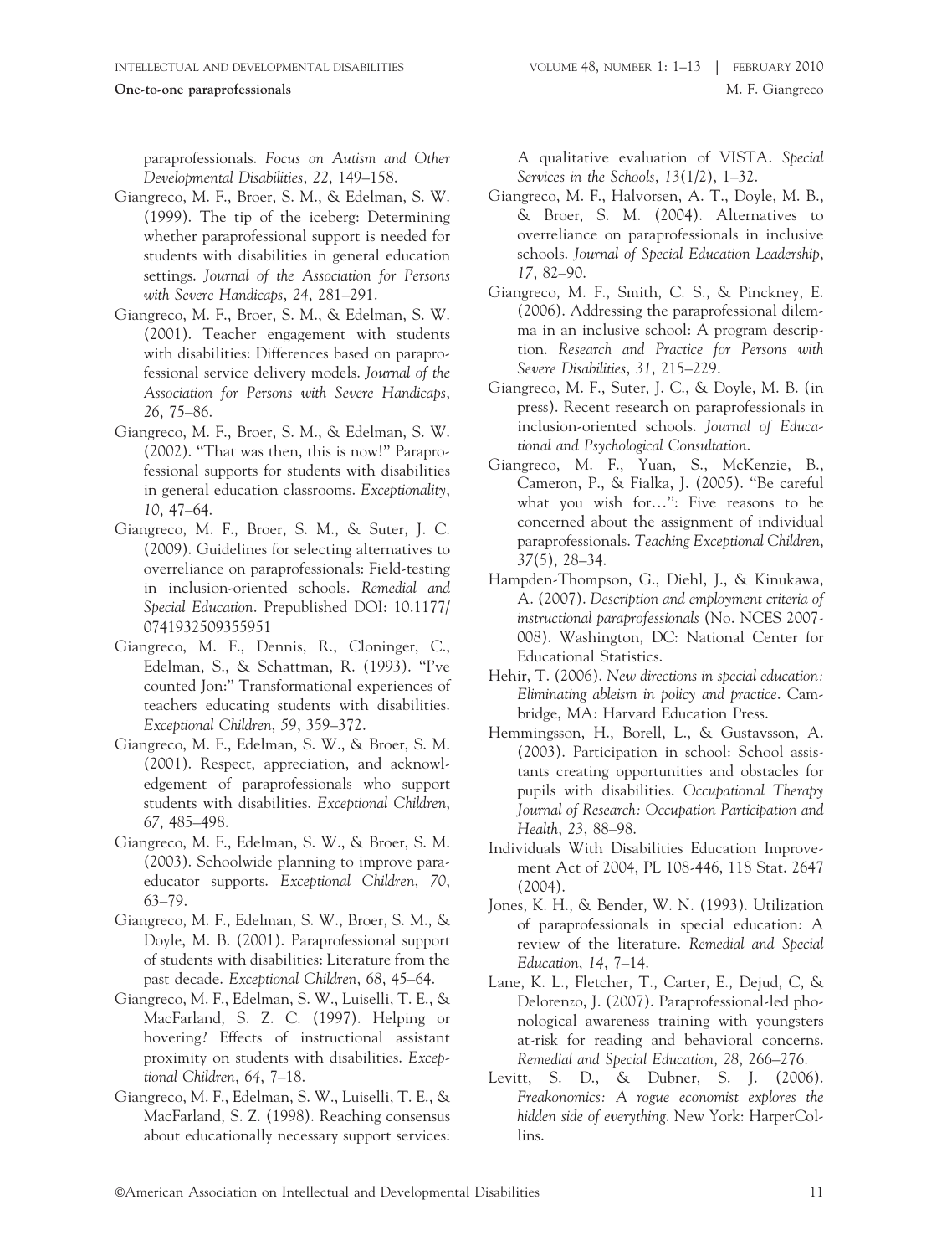paraprofessionals. *Focus on Autism and Other Developmental Disabilities*, *22*, 149–158.

Giangreco, M. F., Broer, S. M., & Edelman, S. W. (1999). The tip of the iceberg: Determining whether paraprofessional support is needed for students with disabilities in general education settings. *Journal of the Association for Persons with Severe Handicaps*, *24*, 281–291.

Giangreco, M. F., Broer, S. M., & Edelman, S. W. (2001). Teacher engagement with students with disabilities: Differences based on paraprofessional service delivery models. *Journal of the Association for Persons with Severe Handicaps*, *26*, 75–86.

Giangreco, M. F., Broer, S. M., & Edelman, S. W. (2002). "That was then, this is now!" Paraprofessional supports for students with disabilities in general education classrooms. *Exceptionality*, *10*, 47–64.

Giangreco, M. F., Broer, S. M., & Suter, J. C. (2009). Guidelines for selecting alternatives to overreliance on paraprofessionals: Field-testing in inclusion-oriented schools. *Remedial and Special Education*. Prepublished DOI: 10.1177/0741932509355951

Giangreco, M. F., Dennis, R., Cloninger, C., Edelman, S., & Schattman, R. (1993). "I've counted Jon:" Transformational experiences of teachers educating students with disabilities. *Exceptional Children*, *59*, 359–372.

Giangreco, M. F., Edelman, S. W., & Broer, S. M. (2001). Respect, appreciation, and acknowledgement of paraprofessionals who support students with disabilities. *Exceptional Children*, *67*, 485–498.

Giangreco, M. F., Edelman, S. W., & Broer, S. M. (2003). Schoolwide planning to improve paraeducator supports. *Exceptional Children*, *70*, 63–79.

Giangreco, M. F., Edelman, S. W., Broer, S. M., & Doyle, M. B. (2001). Paraprofessional support of students with disabilities: Literature from the past decade. *Exceptional Children*, *68*, 45–64.

Giangreco, M. F., Edelman, S. W., Luiselli, T. E., & MacFarland, S. Z. C. (1997). Helping or hovering? Effects of instructional assistant proximity on students with disabilities. *Exceptional Children*, *64*, 7–18.

Giangreco, M. F., Edelman, S. W., Luiselli, T. E., & MacFarland, S. Z. (1998). Reaching consensus about educationally necessary support services: A qualitative evaluation of VISTA. *Special Services in the Schools*, *13*(1/2), 1–32.

Giangreco, M. F., Halvorsen, A. T., Doyle, M. B., & Broer, S. M. (2004). Alternatives to overreliance on paraprofessionals in inclusive schools. *Journal of Special Education Leadership*, *17*, 82–90.

Giangreco, M. F., Smith, C. S., & Pinckney, E. (2006). Addressing the paraprofessional dilemma in an inclusive school: A program description. *Research and Practice for Persons with Severe Disabilities*, *31*, 215–229.

Giangreco, M. F., Suter, J. C., & Doyle, M. B. (in press). Recent research on paraprofessionals in inclusion-oriented schools. *Journal of Educational and Psychological Consultation*.

Giangreco, M. F., Yuan, S., McKenzie, B., Cameron, P., & Fialka, J. (2005). "Be careful what you wish for…": Five reasons to be concerned about the assignment of individual paraprofessionals. *Teaching Exceptional Children*, *37*(5), 28–34.

Hampden-Thompson, G., Diehl, J., & Kinukawa, A. (2007). *Description and employment criteria of instructional paraprofessionals* (No. NCES 2007-008). Washington, DC: National Center for Educational Statistics.

Hehir, T. (2006). *New directions in special education: Eliminating ableism in policy and practice*. Cambridge, MA: Harvard Education Press.

Hemmingsson, H., Borell, L., & Gustavsson, A. (2003). Participation in school: School assistants creating opportunities and obstacles for pupils with disabilities. *Occupational Therapy Journal of Research: Occupation Participation and Health*, *23*, 88–98.

Individuals With Disabilities Education Improvement Act of 2004, PL 108-446, 118 Stat. 2647 (2004).

Jones, K. H., & Bender, W. N. (1993). Utilization of paraprofessionals in special education: A review of the literature. *Remedial and Special Education*, *14*, 7–14.

Lane, K. L., Fletcher, T., Carter, E., Dejud, C, & Delorenzo, J. (2007). Paraprofessional-led phonological awareness training with youngsters at-risk for reading and behavioral concerns. *Remedial and Special Education*, *28*, 266–276.

Levitt, S. D., & Dubner, S. J. (2006). *Freakonomics: A rogue economist explores the hidden side of everything*. New York: HarperCollins.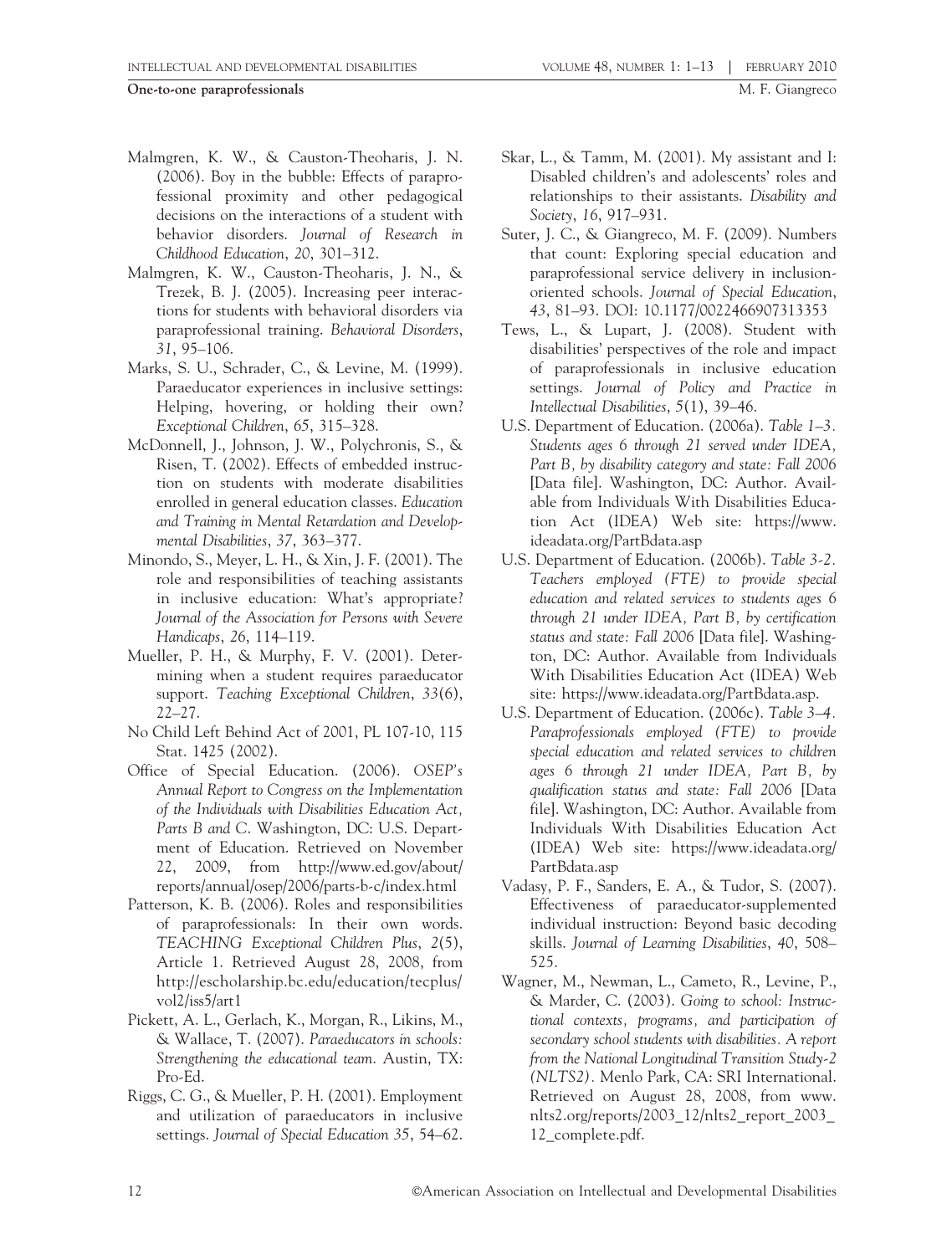Malmgren, K. W., & Causton-Theoharis, J. N. (2006). Boy in the bubble: Effects of paraprofessional proximity and other pedagogical decisions on the interactions of a student with behavior disorders. *Journal of Research in Childhood Education*, *20*, 301–312.

Malmgren, K. W., Causton-Theoharis, J. N., & Trezek, B. J. (2005). Increasing peer interactions for students with behavioral disorders via paraprofessional training. *Behavioral Disorders*, *31*, 95–106.

Marks, S. U., Schrader, C., & Levine, M. (1999). Paraeducator experiences in inclusive settings: Helping, hovering, or holding their own? *Exceptional Children*, *65*, 315–328.

McDonnell, J., Johnson, J. W., Polychronis, S., & Risen, T. (2002). Effects of embedded instruction on students with moderate disabilities enrolled in general education classes. *Education and Training in Mental Retardation and Developmental Disabilities*, *37*, 363–377.

Minondo, S., Meyer, L. H., & Xin, J. F. (2001). The role and responsibilities of teaching assistants in inclusive education: What's appropriate? *Journal of the Association for Persons with Severe Handicaps*, *26*, 114–119.

Mueller, P. H., & Murphy, F. V. (2001). Determining when a student requires paraeducator support. *Teaching Exceptional Children*, *33*(6), 22–27.

No Child Left Behind Act of 2001, PL 107-10, 115 Stat. 1425 (2002).

Office of Special Education. (2006). *OSEP's Annual Report to Congress on the Implementation of the Individuals with Disabilities Education Act, Parts B and C*. Washington, DC: U.S. Department of Education. Retrieved on November 22, 2009, from http://www.ed.gov/about/reports/annual/osep/2006/parts-b-c/index.html

Patterson, K. B. (2006). Roles and responsibilities of paraprofessionals: In their own words. *TEACHING Exceptional Children Plus*, *2*(5), Article 1. Retrieved August 28, 2008, from http://escholarship.bc.edu/education/tecplus/vol2/iss5/art1

Pickett, A. L., Gerlach, K., Morgan, R., Likins, M., & Wallace, T. (2007). *Paraeducators in schools: Strengthening the educational team*. Austin, TX: Pro-Ed.

Riggs, C. G., & Mueller, P. H. (2001). Employment and utilization of paraeducators in inclusive settings. *Journal of Special Education 35*, 54–62.

Skar, L., & Tamm, M. (2001). My assistant and I: Disabled children's and adolescents' roles and relationships to their assistants. *Disability and Society*, *16*, 917–931.

Suter, J. C., & Giangreco, M. F. (2009). Numbers that count: Exploring special education and paraprofessional service delivery in inclusion-oriented schools. *Journal of Special Education*, *43*, 81–93. DOI: 10.1177/0022466907313353

Tews, L., & Lupart, J. (2008). Student with disabilities' perspectives of the role and impact of paraprofessionals in inclusive education settings. *Journal of Policy and Practice in Intellectual Disabilities*, *5*(1), 39–46.

U.S. Department of Education. (2006a). *Table 1–3. Students ages 6 through 21 served under IDEA, Part B, by disability category and state: Fall 2006* [Data file]. Washington, DC: Author. Available from Individuals With Disabilities Education Act (IDEA) Web site: https://www.ideadata.org/PartBdata.asp

U.S. Department of Education. (2006b). *Table 3-2. Teachers employed (FTE) to provide special education and related services to students ages 6 through 21 under IDEA, Part B, by certification status and state: Fall 2006* [Data file]. Washington, DC: Author. Available from Individuals With Disabilities Education Act (IDEA) Web site: https://www.ideadata.org/PartBdata.asp.

U.S. Department of Education. (2006c). *Table 3–4. Paraprofessionals employed (FTE) to provide special education and related services to children ages 6 through 21 under IDEA, Part B, by qualification status and state: Fall 2006* [Data file]. Washington, DC: Author. Available from Individuals With Disabilities Education Act (IDEA) Web site: https://www.ideadata.org/PartBdata.asp

Vadasy, P. F., Sanders, E. A., & Tudor, S. (2007). Effectiveness of paraeducator-supplemented individual instruction: Beyond basic decoding skills. *Journal of Learning Disabilities*, *40*, 508–525.

Wagner, M., Newman, L., Cameto, R., Levine, P., & Marder, C. (2003). *Going to school: Instructional contexts, programs, and participation of secondary school students with disabilities. A report from the National Longitudinal Transition Study-2 (NLTS2).* Menlo Park, CA: SRI International. Retrieved on August 28, 2008, from www.nlts2.org/reports/2003_12/nlts2_report_2003_12_complete.pdf.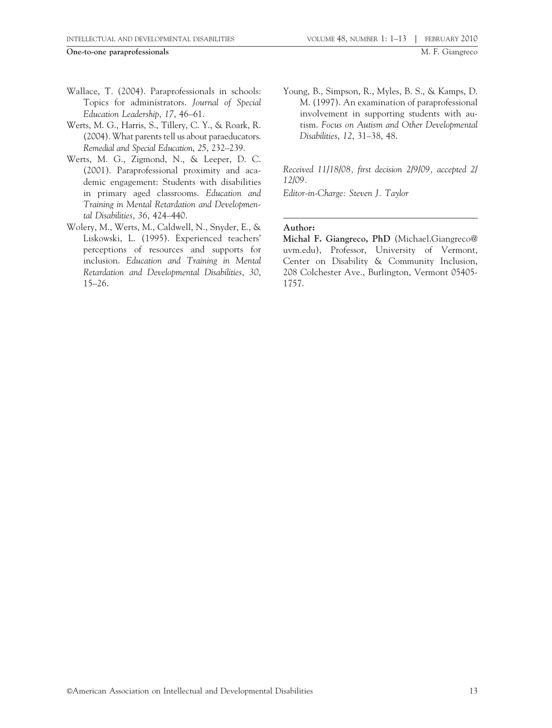Wallace, T. (2004). Paraprofessionals in schools: Topics for administrators. *Journal of Special Education Leadership*, *17*, 46–61.

Werts, M. G., Harris, S., Tillery, C. Y., & Roark, R. (2004). What parents tell us about paraeducators. *Remedial and Special Education*, *25*, 232–239.

Werts, M. G., Zigmond, N., & Leeper, D. C. (2001). Paraprofessional proximity and academic engagement: Students with disabilities in primary aged classrooms. *Education and Training in Mental Retardation and Developmental Disabilities*, *36*, 424–440.

Wolery, M., Werts, M., Caldwell, N., Snyder, E., & Liskowski, L. (1995). Experienced teachers' perceptions of resources and supports for inclusion. *Education and Training in Mental Retardation and Developmental Disabilities*, *30*, 15–26.

Young, B., Simpson, R., Myles, B. S., & Kamps, D. M. (1997). An examination of paraprofessional involvement in supporting students with autism. *Focus on Autism and Other Developmental Disabilities*, *12*, 31–38, 48.

*Received 11/18/08, first decision 2/9/09, accepted 2/12/09.*

*Editor-in-Charge: Steven J. Taylor*

**Author:**

**Michal F. Giangreco, PhD** (Michael.Giangreco@uvm.edu), Professor, University of Vermont, Center on Disability & Community Inclusion, 208 Colchester Ave., Burlington, Vermont 05405-1757.